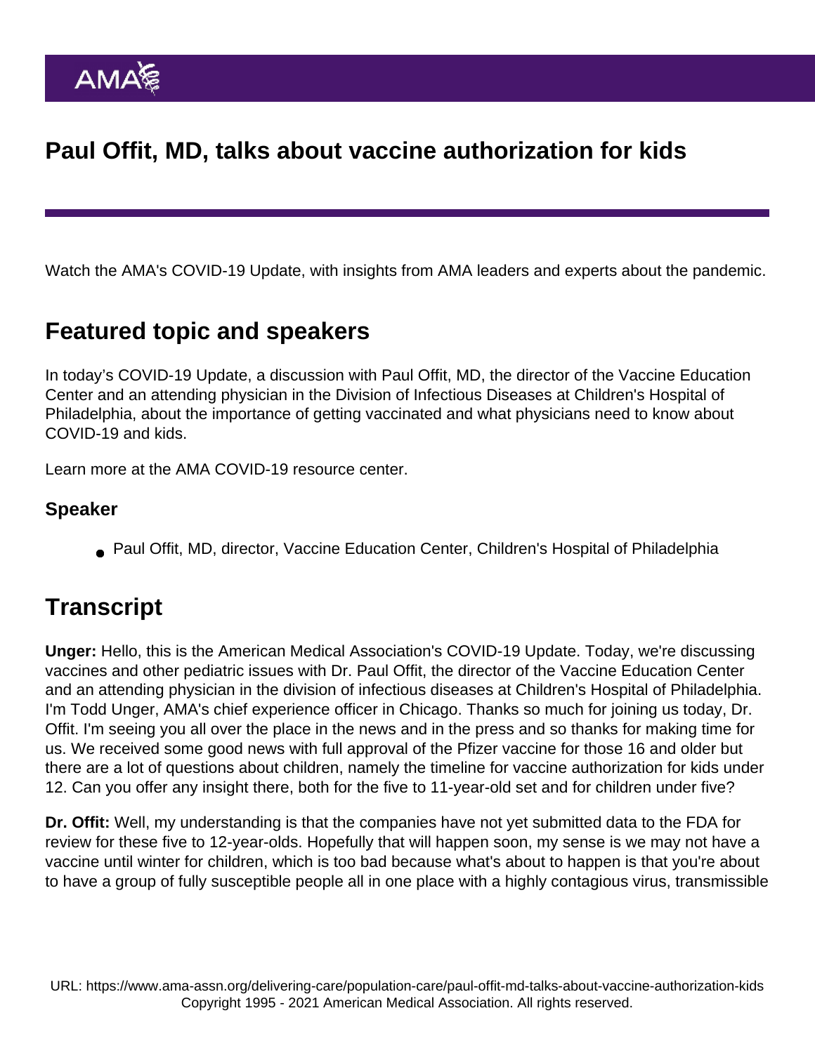# Paul Offit, MD, talks about vaccine authorization for kids

Watch the AMA's COVID-19 Update, with insights from AMA leaders and experts about the pandemic.

## Featured topic and speakers

In today's COVID-19 Update, a discussion with Paul Offit, MD, the director of the Vaccine Education Center and an attending physician in the Division of Infectious Diseases at Children's Hospital of Philadelphia, about the importance of getting vaccinated and what physicians need to know about COVID-19 and kids.

Learn more at the AMA COVID-19 resource center.

### Speaker

- Paul Offit, MD, director, Vaccine Education Center, Children's Hospital of Philadelphia

## Transcript

**Unger:** Hello, this is the American Medical Association's COVID-19 Update. Today, we're discussing vaccines and other pediatric issues with Dr. Paul Offit, the director of the Vaccine Education Center and an attending physician in the division of infectious diseases at Children's Hospital of Philadelphia. I'm Todd Unger, AMA's chief experience officer in Chicago. Thanks so much for joining us today, Dr. Offit. I'm seeing you all over the place in the news and in the press and so thanks for making time for us. We received some good news with full approval of the Pfizer vaccine for those 16 and older but there are a lot of questions about children, namely the timeline for vaccine authorization for kids under 12. Can you offer any insight there, both for the five to 11-year-old set and for children under five?

**Dr. Offit:** Well, my understanding is that the companies have not yet submitted data to the FDA for review for these five to 12-year-olds. Hopefully that will happen soon, my sense is we may not have a vaccine until winter for children, which is too bad because what's about to happen is that you're about to have a group of fully susceptible people all in one place with a highly contagious virus, transmissible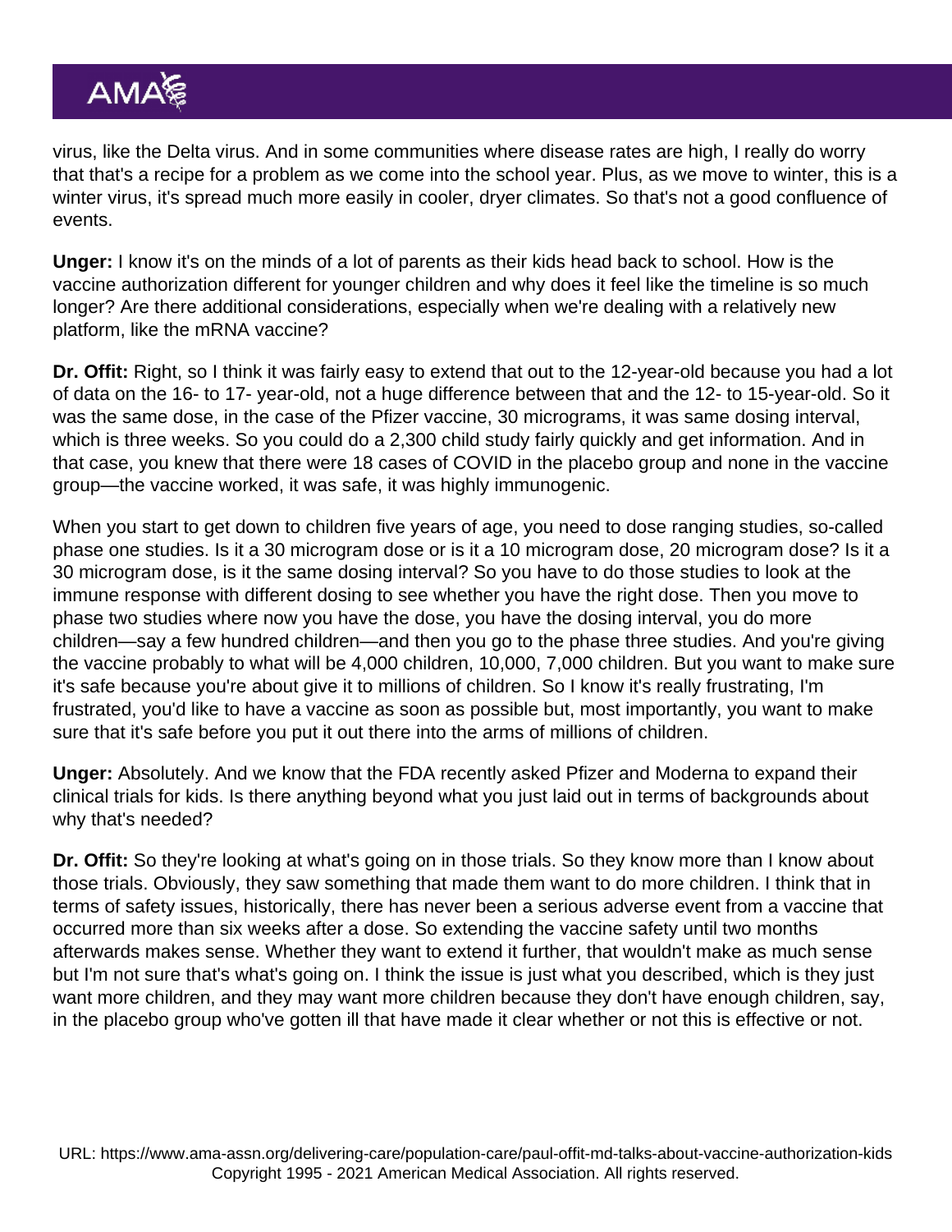virus, like the Delta virus. And in some communities where disease rates are high, I really do worry that that's a recipe for a problem as we come into the school year. Plus, as we move to winter, this is a winter virus, it's spread much more easily in cooler, dryer climates. So that's not a good confluence of events.

**Unger:** I know it's on the minds of a lot of parents as their kids head back to school. How is the vaccine authorization different for younger children and why does it feel like the timeline is so much longer? Are there additional considerations, especially when we're dealing with a relatively new platform, like the mRNA vaccine?

**Dr. Offit:** Right, so I think it was fairly easy to extend that out to the 12-year-old because you had a lot of data on the 16- to 17- year-old, not a huge difference between that and the 12- to 15-year-old. So it was the same dose, in the case of the Pfizer vaccine, 30 micrograms, it was same dosing interval, which is three weeks. So you could do a 2,300 child study fairly quickly and get information. And in that case, you knew that there were 18 cases of COVID in the placebo group and none in the vaccine group—the vaccine worked, it was safe, it was highly immunogenic.

When you start to get down to children five years of age, you need to dose ranging studies, so-called phase one studies. Is it a 30 microgram dose or is it a 10 microgram dose, 20 microgram dose? Is it a 30 microgram dose, is it the same dosing interval? So you have to do those studies to look at the immune response with different dosing to see whether you have the right dose. Then you move to phase two studies where now you have the dose, you have the dosing interval, you do more children—say a few hundred children—and then you go to the phase three studies. And you're giving the vaccine probably to what will be 4,000 children, 10,000, 7,000 children. But you want to make sure it's safe because you're about give it to millions of children. So I know it's really frustrating, I'm frustrated, you'd like to have a vaccine as soon as possible but, most importantly, you want to make sure that it's safe before you put it out there into the arms of millions of children.

**Unger:** Absolutely. And we know that the FDA recently asked Pfizer and Moderna to expand their clinical trials for kids. Is there anything beyond what you just laid out in terms of backgrounds about why that's needed?

**Dr. Offit:** So they're looking at what's going on in those trials. So they know more than I know about those trials. Obviously, they saw something that made them want to do more children. I think that in terms of safety issues, historically, there has never been a serious adverse event from a vaccine that occurred more than six weeks after a dose. So extending the vaccine safety until two months afterwards makes sense. Whether they want to extend it further, that wouldn't make as much sense but I'm not sure that's what's going on. I think the issue is just what you described, which is they just want more children, and they may want more children because they don't have enough children, say, in the placebo group who've gotten ill that have made it clear whether or not this is effective or not.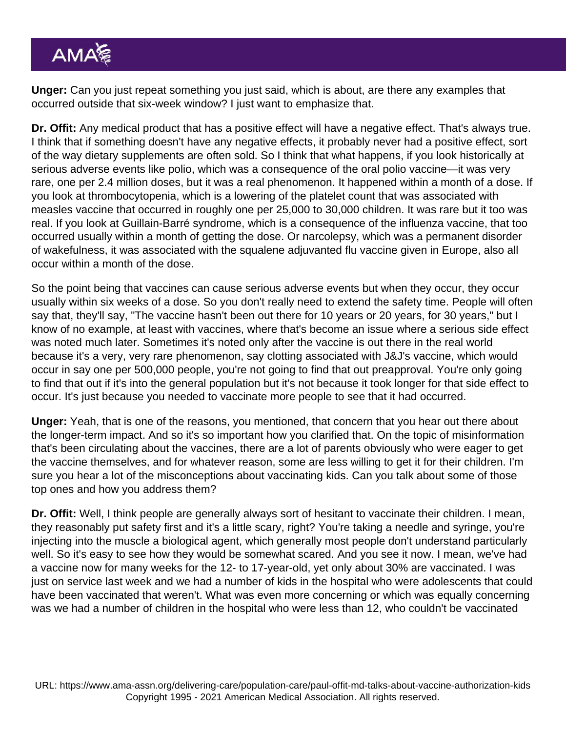**Unger:** Can you just repeat something you just said, which is about, are there any examples that occurred outside that six-week window? I just want to emphasize that.

**Dr. Offit:** Any medical product that has a positive effect will have a negative effect. That's always true. I think that if something doesn't have any negative effects, it probably never had a positive effect, sort of the way dietary supplements are often sold. So I think that what happens, if you look historically at serious adverse events like polio, which was a consequence of the oral polio vaccine—it was very rare, one per 2.4 million doses, but it was a real phenomenon. It happened within a month of a dose. If you look at thrombocytopenia, which is a lowering of the platelet count that was associated with measles vaccine that occurred in roughly one per 25,000 to 30,000 children. It was rare but it too was real. If you look at Guillain-Barré syndrome, which is a consequence of the influenza vaccine, that too occurred usually within a month of getting the dose. Or narcolepsy, which was a permanent disorder of wakefulness, it was associated with the squalene adjuvanted flu vaccine given in Europe, also all occur within a month of the dose.

So the point being that vaccines can cause serious adverse events but when they occur, they occur usually within six weeks of a dose. So you don't really need to extend the safety time. People will often say that, they'll say, "The vaccine hasn't been out there for 10 years or 20 years, for 30 years," but I know of no example, at least with vaccines, where that's become an issue where a serious side effect was noted much later. Sometimes it's noted only after the vaccine is out there in the real world because it's a very, very rare phenomenon, say clotting associated with J&J's vaccine, which would occur in say one per 500,000 people, you're not going to find that out preapproval. You're only going to find that out if it's into the general population but it's not because it took longer for that side effect to occur. It's just because you needed to vaccinate more people to see that it had occurred.

**Unger:** Yeah, that is one of the reasons, you mentioned, that concern that you hear out there about the longer-term impact. And so it's so important how you clarified that. On the topic of misinformation that's been circulating about the vaccines, there are a lot of parents obviously who were eager to get the vaccine themselves, and for whatever reason, some are less willing to get it for their children. I'm sure you hear a lot of the misconceptions about vaccinating kids. Can you talk about some of those top ones and how you address them?

**Dr. Offit:** Well, I think people are generally always sort of hesitant to vaccinate their children. I mean, they reasonably put safety first and it's a little scary, right? You're taking a needle and syringe, you're injecting into the muscle a biological agent, which generally most people don't understand particularly well. So it's easy to see how they would be somewhat scared. And you see it now. I mean, we've had a vaccine now for many weeks for the 12- to 17-year-old, yet only about 30% are vaccinated. I was just on service last week and we had a number of kids in the hospital who were adolescents that could have been vaccinated that weren't. What was even more concerning or which was equally concerning was we had a number of children in the hospital who were less than 12, who couldn't be vaccinated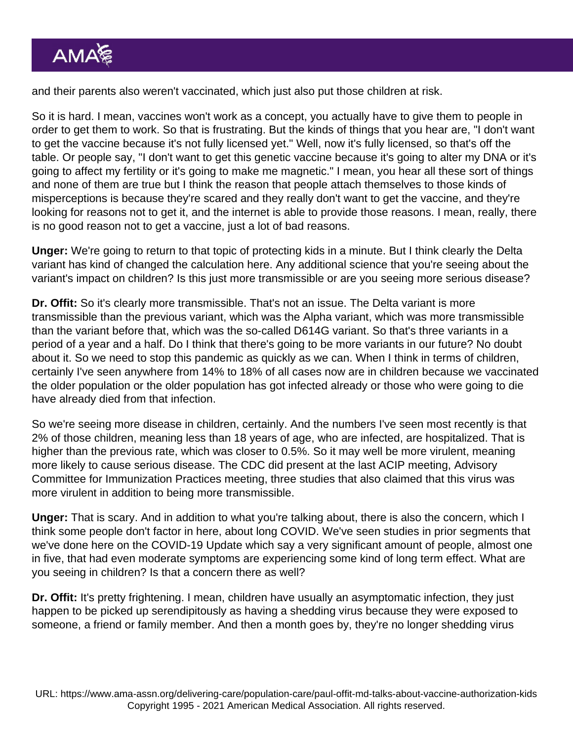and their parents also weren't vaccinated, which just also put those children at risk.

So it is hard. I mean, vaccines won't work as a concept, you actually have to give them to people in order to get them to work. So that is frustrating. But the kinds of things that you hear are, "I don't want to get the vaccine because it's not fully licensed yet." Well, now it's fully licensed, so that's off the table. Or people say, "I don't want to get this genetic vaccine because it's going to alter my DNA or it's going to affect my fertility or it's going to make me magnetic." I mean, you hear all these sort of things and none of them are true but I think the reason that people attach themselves to those kinds of misperceptions is because they're scared and they really don't want to get the vaccine, and they're looking for reasons not to get it, and the internet is able to provide those reasons. I mean, really, there is no good reason not to get a vaccine, just a lot of bad reasons.

**Unger:** We're going to return to that topic of protecting kids in a minute. But I think clearly the Delta variant has kind of changed the calculation here. Any additional science that you're seeing about the variant's impact on children? Is this just more transmissible or are you seeing more serious disease?

**Dr. Offit:** So it's clearly more transmissible. That's not an issue. The Delta variant is more transmissible than the previous variant, which was the Alpha variant, which was more transmissible than the variant before that, which was the so-called D614G variant. So that's three variants in a period of a year and a half. Do I think that there's going to be more variants in our future? No doubt about it. So we need to stop this pandemic as quickly as we can. When I think in terms of children, certainly I've seen anywhere from 14% to 18% of all cases now are in children because we vaccinated the older population or the older population has got infected already or those who were going to die have already died from that infection.

So we're seeing more disease in children, certainly. And the numbers I've seen most recently is that 2% of those children, meaning less than 18 years of age, who are infected, are hospitalized. That is higher than the previous rate, which was closer to 0.5%. So it may well be more virulent, meaning more likely to cause serious disease. The CDC did present at the last ACIP meeting, Advisory Committee for Immunization Practices meeting, three studies that also claimed that this virus was more virulent in addition to being more transmissible.

**Unger:** That is scary. And in addition to what you're talking about, there is also the concern, which I think some people don't factor in here, about long COVID. We've seen studies in prior segments that we've done here on the COVID-19 Update which say a very significant amount of people, almost one in five, that had even moderate symptoms are experiencing some kind of long term effect. What are you seeing in children? Is that a concern there as well?

**Dr. Offit:** It's pretty frightening. I mean, children have usually an asymptomatic infection, they just happen to be picked up serendipitously as having a shedding virus because they were exposed to someone, a friend or family member. And then a month goes by, they're no longer shedding virus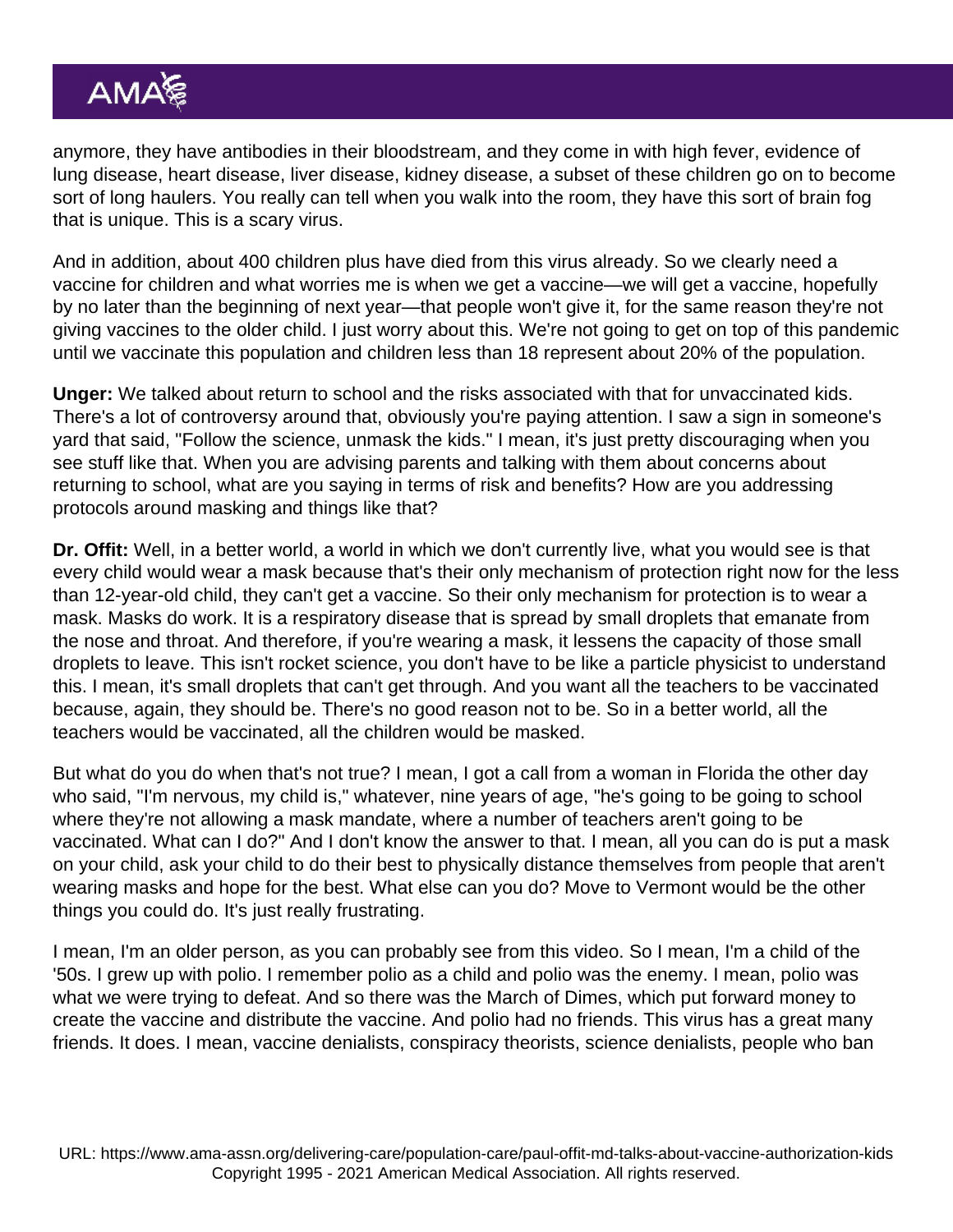anymore, they have antibodies in their bloodstream, and they come in with high fever, evidence of lung disease, heart disease, liver disease, kidney disease, a subset of these children go on to become sort of long haulers. You really can tell when you walk into the room, they have this sort of brain fog that is unique. This is a scary virus.

And in addition, about 400 children plus have died from this virus already. So we clearly need a vaccine for children and what worries me is when we get a vaccine—we will get a vaccine, hopefully by no later than the beginning of next year—that people won't give it, for the same reason they're not giving vaccines to the older child. I just worry about this. We're not going to get on top of this pandemic until we vaccinate this population and children less than 18 represent about 20% of the population.

**Unger:** We talked about return to school and the risks associated with that for unvaccinated kids. There's a lot of controversy around that, obviously you're paying attention. I saw a sign in someone's yard that said, "Follow the science, unmask the kids." I mean, it's just pretty discouraging when you see stuff like that. When you are advising parents and talking with them about concerns about returning to school, what are you saying in terms of risk and benefits? How are you addressing protocols around masking and things like that?

**Dr. Offit:** Well, in a better world, a world in which we don't currently live, what you would see is that every child would wear a mask because that's their only mechanism of protection right now for the less than 12-year-old child, they can't get a vaccine. So their only mechanism for protection is to wear a mask. Masks do work. It is a respiratory disease that is spread by small droplets that emanate from the nose and throat. And therefore, if you're wearing a mask, it lessens the capacity of those small droplets to leave. This isn't rocket science, you don't have to be like a particle physicist to understand this. I mean, it's small droplets that can't get through. And you want all the teachers to be vaccinated because, again, they should be. There's no good reason not to be. So in a better world, all the teachers would be vaccinated, all the children would be masked.

But what do you do when that's not true? I mean, I got a call from a woman in Florida the other day who said, "I'm nervous, my child is," whatever, nine years of age, "he's going to be going to school where they're not allowing a mask mandate, where a number of teachers aren't going to be vaccinated. What can I do?" And I don't know the answer to that. I mean, all you can do is put a mask on your child, ask your child to do their best to physically distance themselves from people that aren't wearing masks and hope for the best. What else can you do? Move to Vermont would be the other things you could do. It's just really frustrating.

I mean, I'm an older person, as you can probably see from this video. So I mean, I'm a child of the '50s. I grew up with polio. I remember polio as a child and polio was the enemy. I mean, polio was what we were trying to defeat. And so there was the March of Dimes, which put forward money to create the vaccine and distribute the vaccine. And polio had no friends. This virus has a great many friends. It does. I mean, vaccine denialists, conspiracy theorists, science denialists, people who ban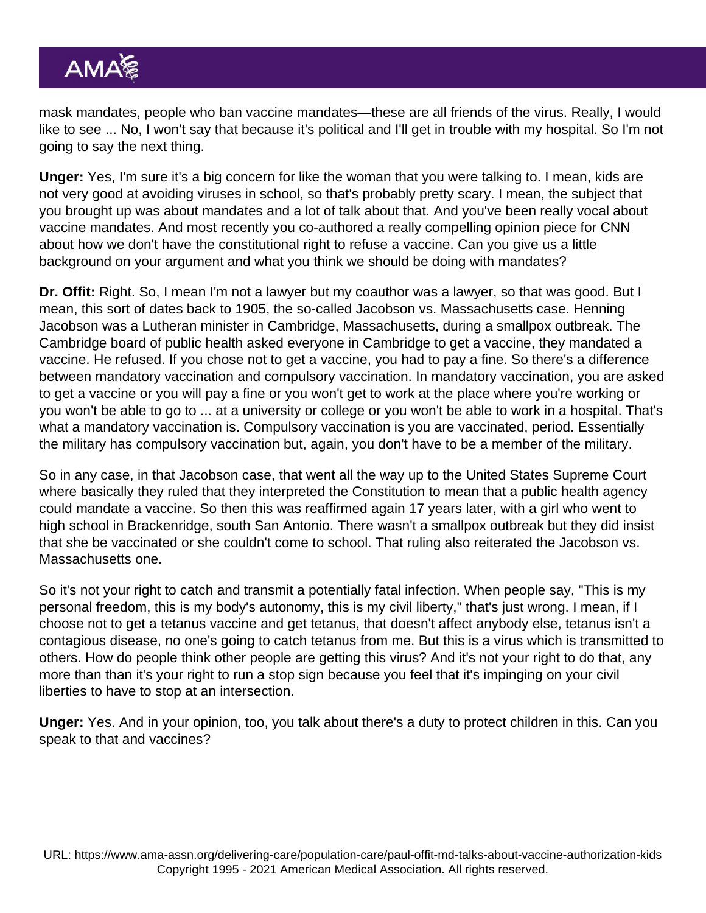mask mandates, people who ban vaccine mandates—these are all friends of the virus. Really, I would like to see ... No, I won't say that because it's political and I'll get in trouble with my hospital. So I'm not going to say the next thing.

**Unger:** Yes, I'm sure it's a big concern for like the woman that you were talking to. I mean, kids are not very good at avoiding viruses in school, so that's probably pretty scary. I mean, the subject that you brought up was about mandates and a lot of talk about that. And you've been really vocal about vaccine mandates. And most recently you co-authored a really compelling opinion piece for CNN about how we don't have the constitutional right to refuse a vaccine. Can you give us a little background on your argument and what you think we should be doing with mandates?

**Dr. Offit:** Right. So, I mean I'm not a lawyer but my coauthor was a lawyer, so that was good. But I mean, this sort of dates back to 1905, the so-called Jacobson vs. Massachusetts case. Henning Jacobson was a Lutheran minister in Cambridge, Massachusetts, during a smallpox outbreak. The Cambridge board of public health asked everyone in Cambridge to get a vaccine, they mandated a vaccine. He refused. If you chose not to get a vaccine, you had to pay a fine. So there's a difference between mandatory vaccination and compulsory vaccination. In mandatory vaccination, you are asked to get a vaccine or you will pay a fine or you won't get to work at the place where you're working or you won't be able to go to ... at a university or college or you won't be able to work in a hospital. That's what a mandatory vaccination is. Compulsory vaccination is you are vaccinated, period. Essentially the military has compulsory vaccination but, again, you don't have to be a member of the military.

So in any case, in that Jacobson case, that went all the way up to the United States Supreme Court where basically they ruled that they interpreted the Constitution to mean that a public health agency could mandate a vaccine. So then this was reaffirmed again 17 years later, with a girl who went to high school in Brackenridge, south San Antonio. There wasn't a smallpox outbreak but they did insist that she be vaccinated or she couldn't come to school. That ruling also reiterated the Jacobson vs. Massachusetts one.

So it's not your right to catch and transmit a potentially fatal infection. When people say, "This is my personal freedom, this is my body's autonomy, this is my civil liberty," that's just wrong. I mean, if I choose not to get a tetanus vaccine and get tetanus, that doesn't affect anybody else, tetanus isn't a contagious disease, no one's going to catch tetanus from me. But this is a virus which is transmitted to others. How do people think other people are getting this virus? And it's not your right to do that, any more than than it's your right to run a stop sign because you feel that it's impinging on your civil liberties to have to stop at an intersection.

**Unger:** Yes. And in your opinion, too, you talk about there's a duty to protect children in this. Can you speak to that and vaccines?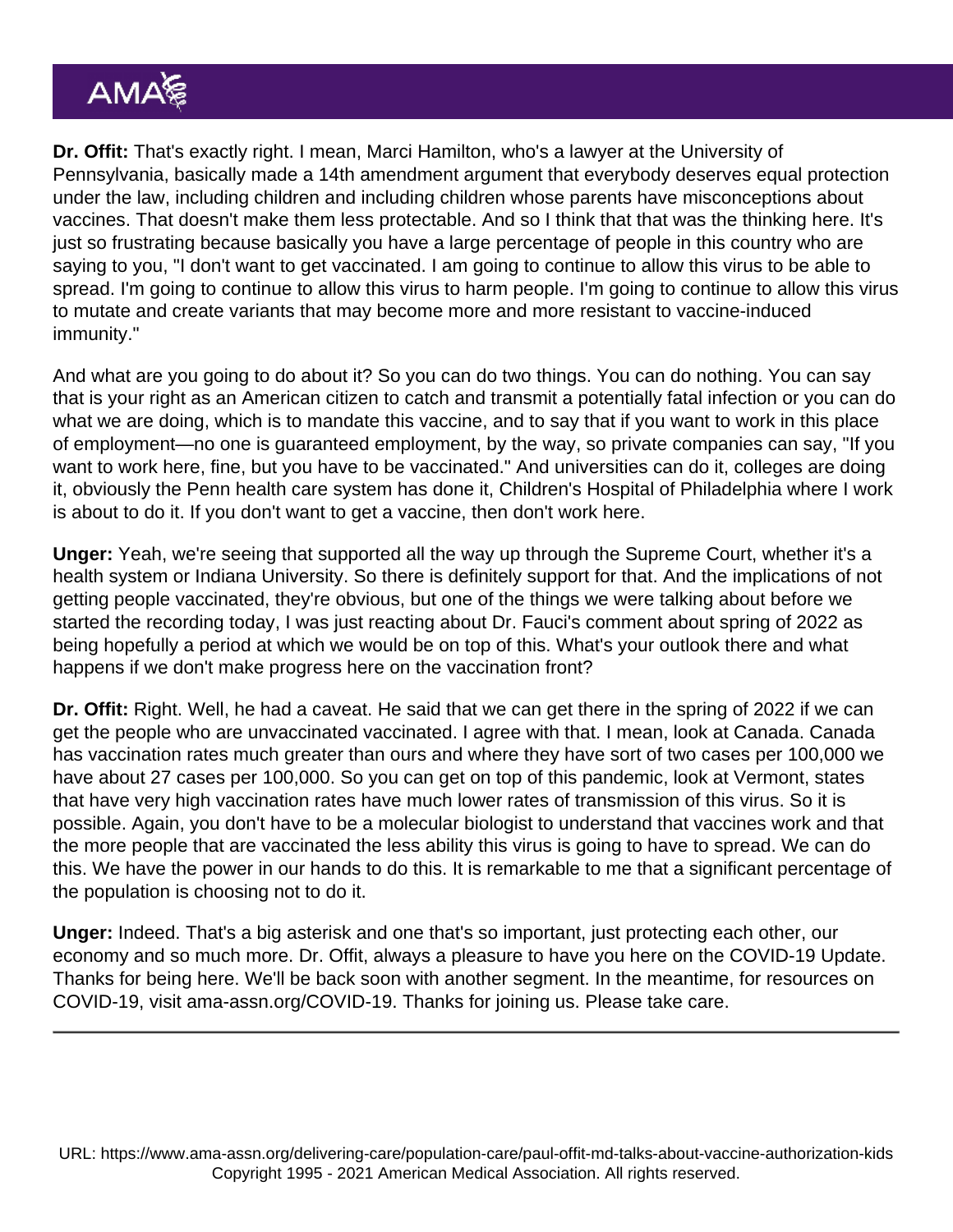**Dr. Offit:** That's exactly right. I mean, Marci Hamilton, who's a lawyer at the University of Pennsylvania, basically made a 14th amendment argument that everybody deserves equal protection under the law, including children and including children whose parents have misconceptions about vaccines. That doesn't make them less protectable. And so I think that that was the thinking here. It's just so frustrating because basically you have a large percentage of people in this country who are saying to you, "I don't want to get vaccinated. I am going to continue to allow this virus to be able to spread. I'm going to continue to allow this virus to harm people. I'm going to continue to allow this virus to mutate and create variants that may become more and more resistant to vaccine-induced immunity."

And what are you going to do about it? So you can do two things. You can do nothing. You can say that is your right as an American citizen to catch and transmit a potentially fatal infection or you can do what we are doing, which is to mandate this vaccine, and to say that if you want to work in this place of employment—no one is guaranteed employment, by the way, so private companies can say, "If you want to work here, fine, but you have to be vaccinated." And universities can do it, colleges are doing it, obviously the Penn health care system has done it, Children's Hospital of Philadelphia where I work is about to do it. If you don't want to get a vaccine, then don't work here.

**Unger:** Yeah, we're seeing that supported all the way up through the Supreme Court, whether it's a health system or Indiana University. So there is definitely support for that. And the implications of not getting people vaccinated, they're obvious, but one of the things we were talking about before we started the recording today, I was just reacting about Dr. Fauci's comment about spring of 2022 as being hopefully a period at which we would be on top of this. What's your outlook there and what happens if we don't make progress here on the vaccination front?

**Dr. Offit:** Right. Well, he had a caveat. He said that we can get there in the spring of 2022 if we can get the people who are unvaccinated vaccinated. I agree with that. I mean, look at Canada. Canada has vaccination rates much greater than ours and where they have sort of two cases per 100,000 we have about 27 cases per 100,000. So you can get on top of this pandemic, look at Vermont, states that have very high vaccination rates have much lower rates of transmission of this virus. So it is possible. Again, you don't have to be a molecular biologist to understand that vaccines work and that the more people that are vaccinated the less ability this virus is going to have to spread. We can do this. We have the power in our hands to do this. It is remarkable to me that a significant percentage of the population is choosing not to do it.

**Unger:** Indeed. That's a big asterisk and one that's so important, just protecting each other, our economy and so much more. Dr. Offit, always a pleasure to have you here on the COVID-19 Update. Thanks for being here. We'll be back soon with another segment. In the meantime, for resources on COVID-19, visit ama-assn.org/COVID-19. Thanks for joining us. Please take care.

---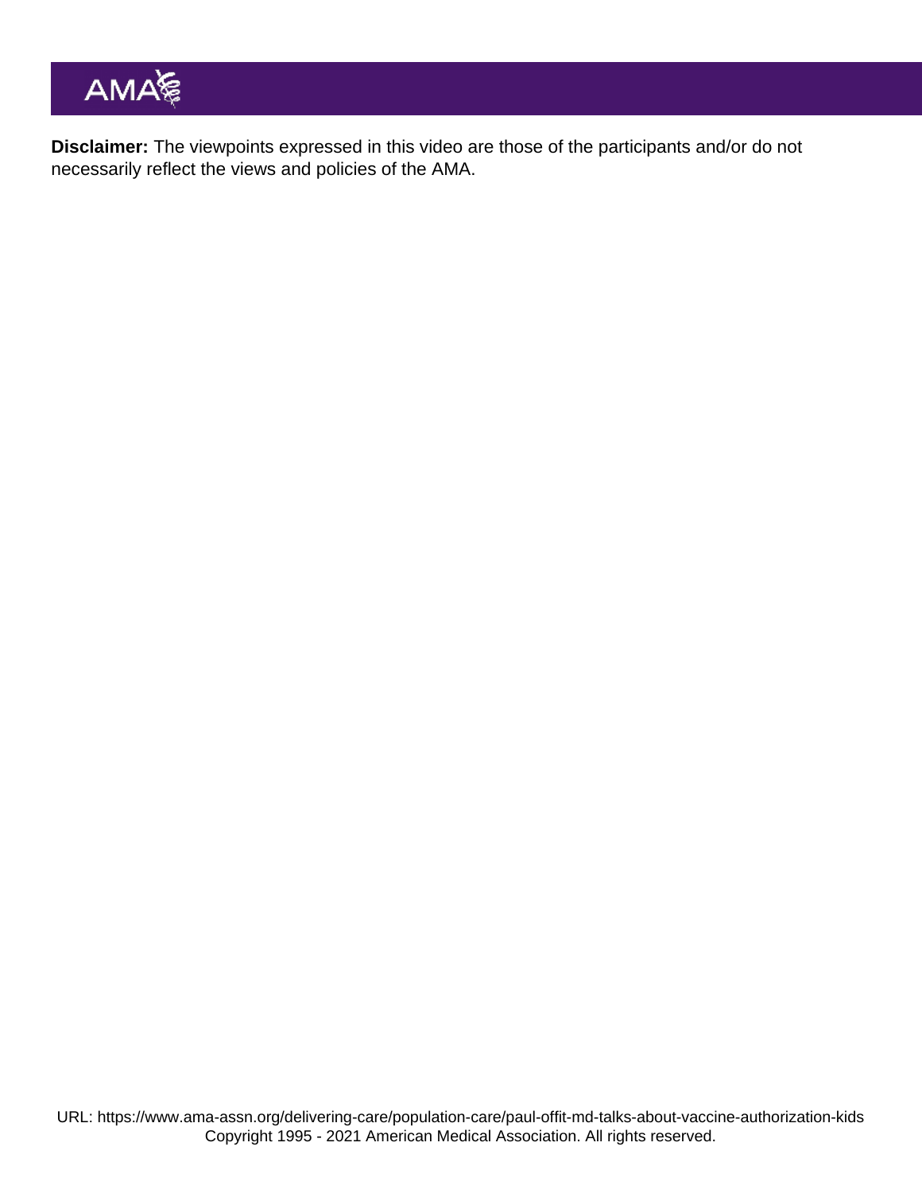**Disclaimer:** The viewpoints expressed in this video are those of the participants and/or do not necessarily reflect the views and policies of the AMA.